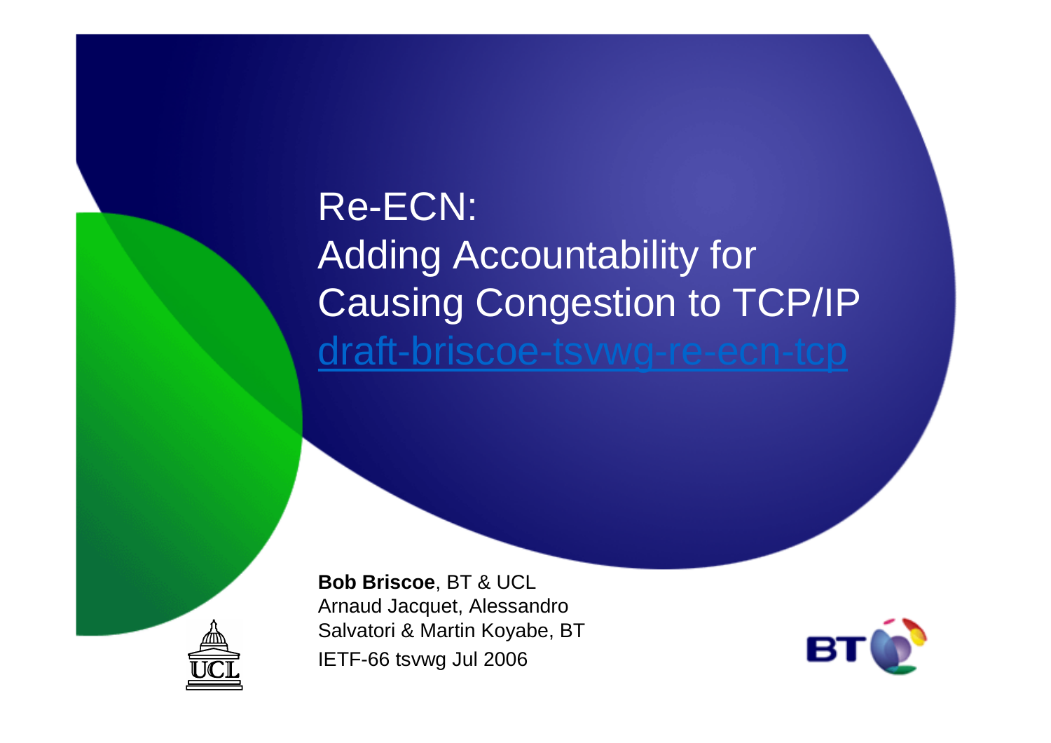# Re-ECN: Adding Accountability for Causing Congestion to TCP/IP

draft-briscoe-tsvwg-re-ecn-tcp

**Bob Briscoe**, BT & UCL
Arnaud Jacquet, Alessandro Salvatori & Martin Koyabe, BT
IETF-66 tsvwg Jul 2006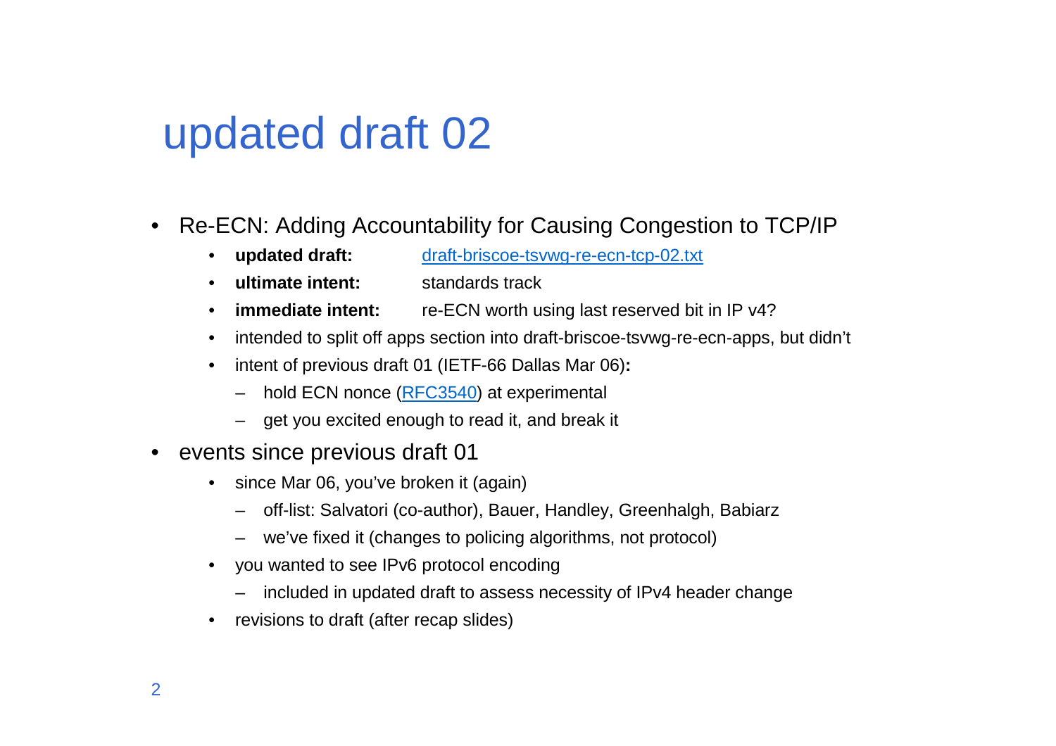# updated draft 02

- Re-ECN: Adding Accountability for Causing Congestion to TCP/IP
  - **updated draft:** draft-briscoe-tsvwg-re-ecn-tcp-02.txt
  - **ultimate intent:** standards track
  - **immediate intent:** re-ECN worth using last reserved bit in IP v4?
  - intended to split off apps section into draft-briscoe-tsvwg-re-ecn-apps, but didn't
  - intent of previous draft 01 (IETF-66 Dallas Mar 06)**:**
    - hold ECN nonce (RFC3540) at experimental
    - get you excited enough to read it, and break it
- events since previous draft 01
  - since Mar 06, you've broken it (again)
    - off-list: Salvatori (co-author), Bauer, Handley, Greenhalgh, Babiarz
    - we've fixed it (changes to policing algorithms, not protocol)
  - you wanted to see IPv6 protocol encoding
    - included in updated draft to assess necessity of IPv4 header change
  - revisions to draft (after recap slides)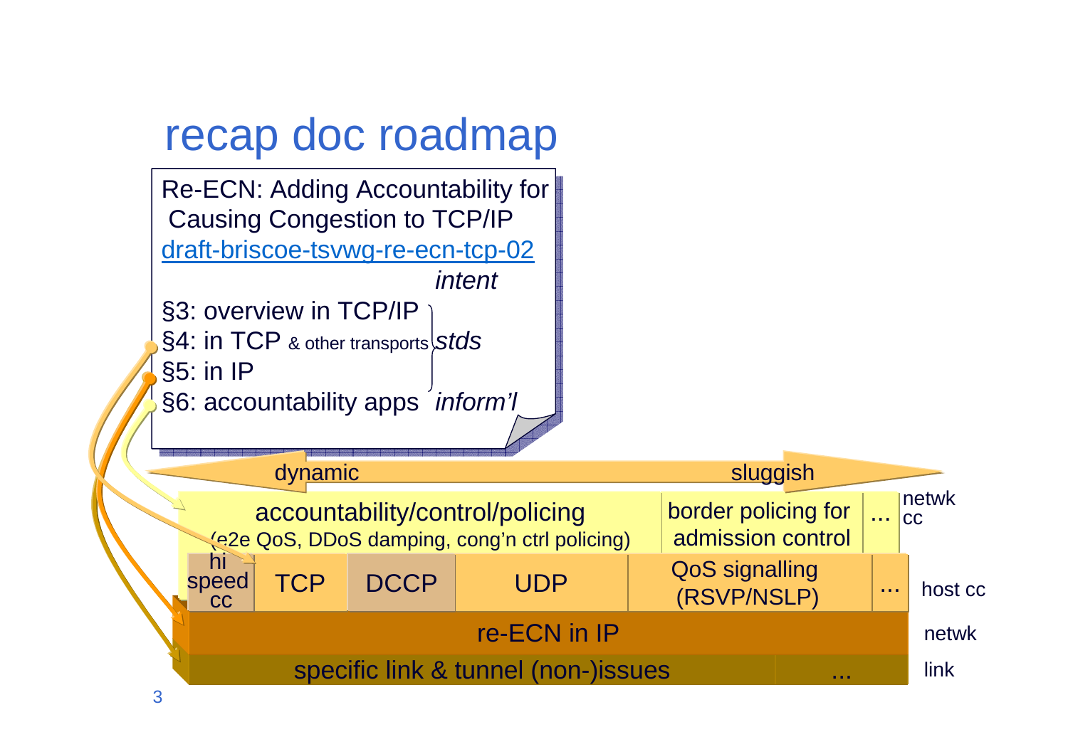# recap doc roadmap

Re-ECN: Adding Accountability for Causing Congestion to TCP/IP
[draft-briscoe-tsvwg-re-ecn-tcp-02](draft-briscoe-tsvwg-re-ecn-tcp-02)

*intent*

- §3: overview in TCP/IP
- §4: in TCP & other transports
- §5: in IP
- §6: accountability apps

*stds* (§3–§5)

*inform'l* (§6)

dynamic ⟷ sluggish

| | | | | | | |
|---|---|---|---|---|---|---|
| accountability/control/policing (e2e QoS, DDoS damping, cong'n ctrl policing) | | | | border policing for admission control | ... | netwk cc |
| hi speed cc | TCP | DCCP | UDP | QoS signalling (RSVP/NSLP) | ... | host cc |
| re-ECN in IP | | | | | | netwk |
| specific link & tunnel (non-)issues | | | | ... | | link |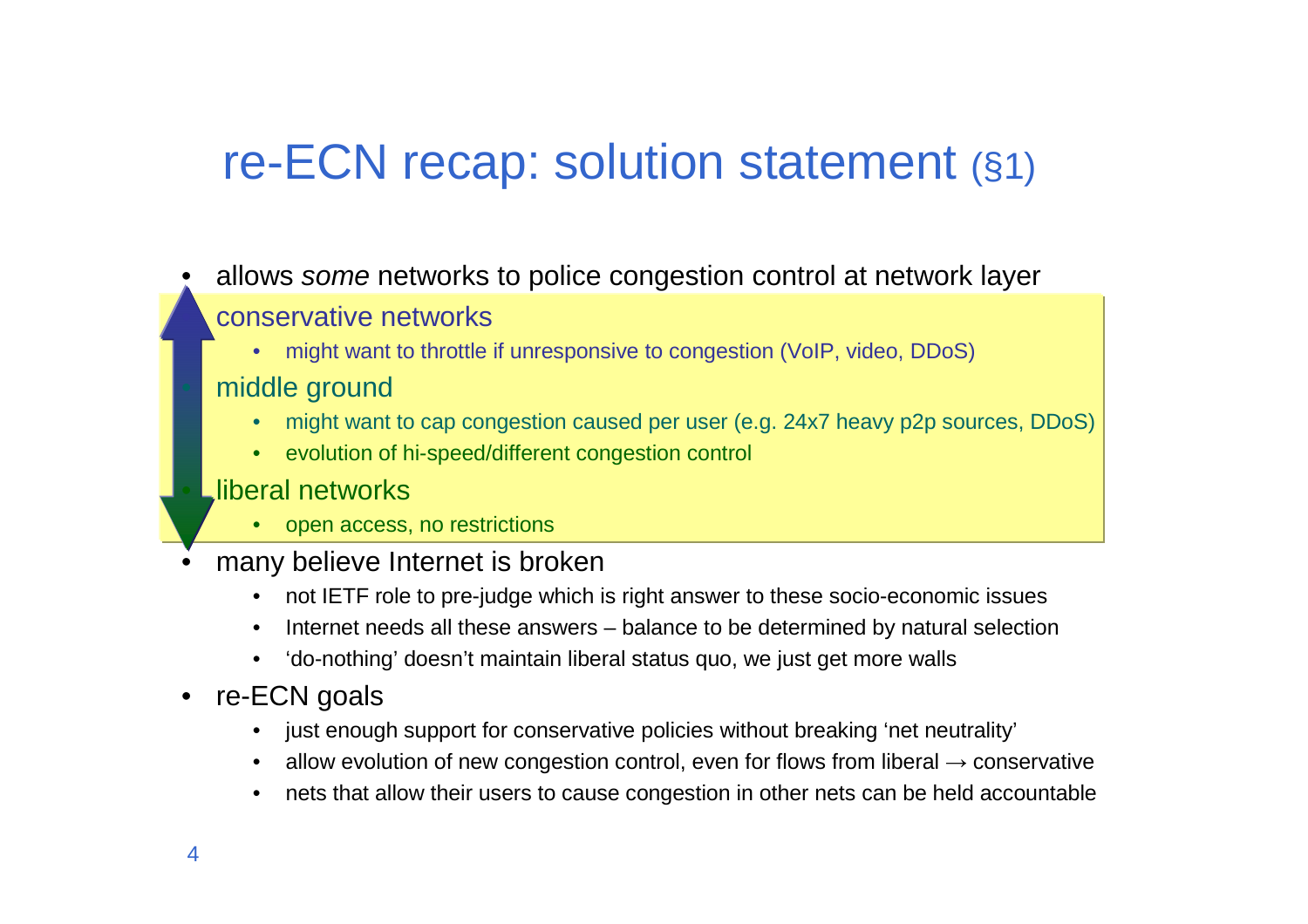# re-ECN recap: solution statement (§1)

- allows *some* networks to police congestion control at network layer
  - conservative networks
    - might want to throttle if unresponsive to congestion (VoIP, video, DDoS)
  - middle ground
    - might want to cap congestion caused per user (e.g. 24x7 heavy p2p sources, DDoS)
    - evolution of hi-speed/different congestion control
  - liberal networks
    - open access, no restrictions
- many believe Internet is broken
  - not IETF role to pre-judge which is right answer to these socio-economic issues
  - Internet needs all these answers – balance to be determined by natural selection
  - 'do-nothing' doesn't maintain liberal status quo, we just get more walls
- re-ECN goals
  - just enough support for conservative policies without breaking 'net neutrality'
  - allow evolution of new congestion control, even for flows from liberal → conservative
  - nets that allow their users to cause congestion in other nets can be held accountable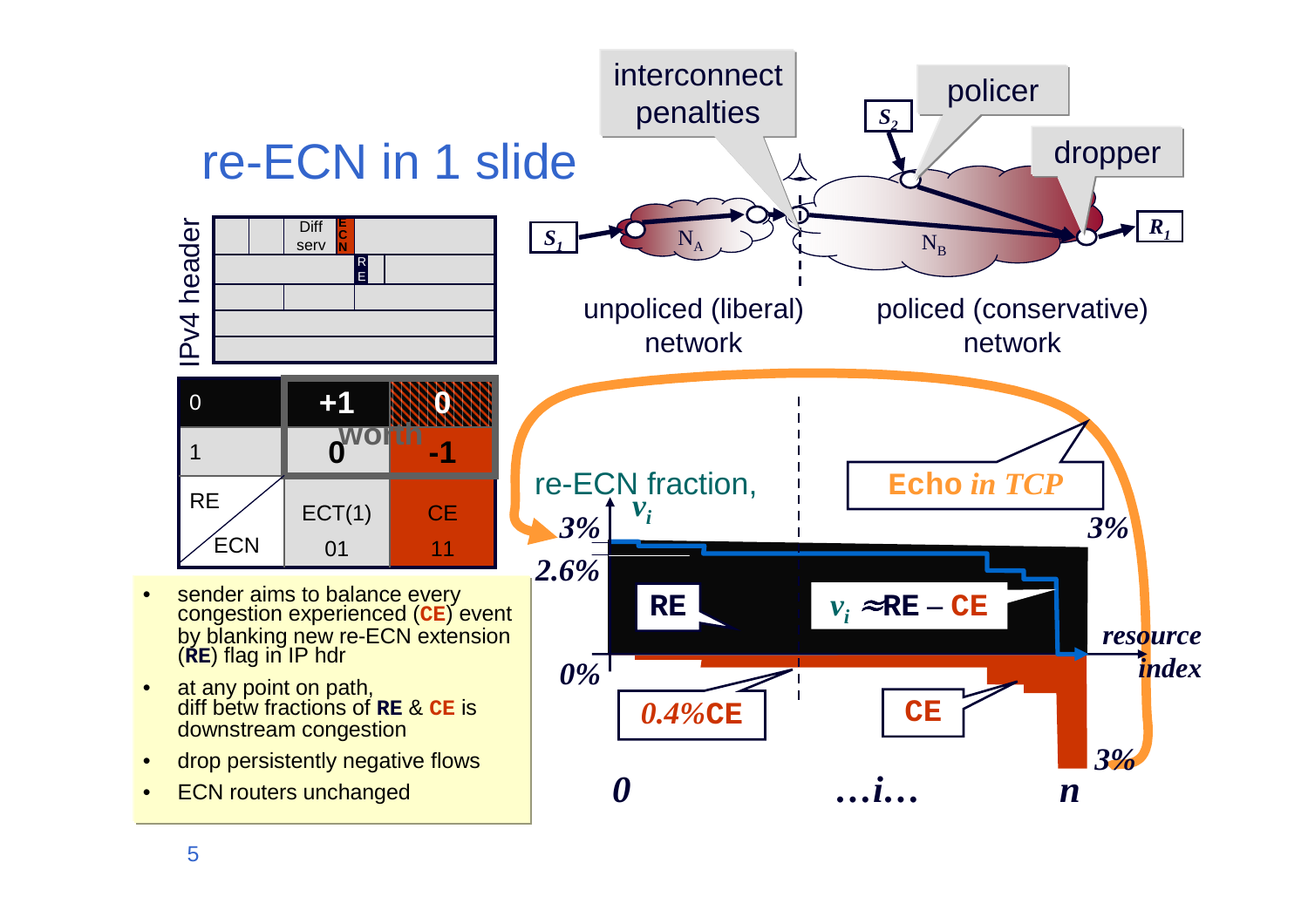# re-ECN in 1 slide

IPv4 header

| RE \ ECN | ECT(1) 01 | CE 11 |
|---|---|---|
| 0 | +1 | 0 |
| 1 | 0 | -1 |

Worth

- sender aims to balance every congestion experienced (**CE**) event by blanking new re-ECN extension (**RE**) flag in IP hdr
- at any point on path, diff betw fractions of **RE** & **CE** is downstream congestion
- drop persistently negative flows
- ECN routers unchanged

interconnect penalties — policer — dropper

$S_1$, $S_2$, $R_1$, $N_A$, $N_B$

unpoliced (liberal) network — policed (conservative) network

re-ECN fraction, $v_i$

3%, 2.6%, 0%, 3%, 3%

RE — $v_i \approx$ RE – CE — 0.4% CE — CE

Echo *in TCP*

*resource index*: 0 …i… n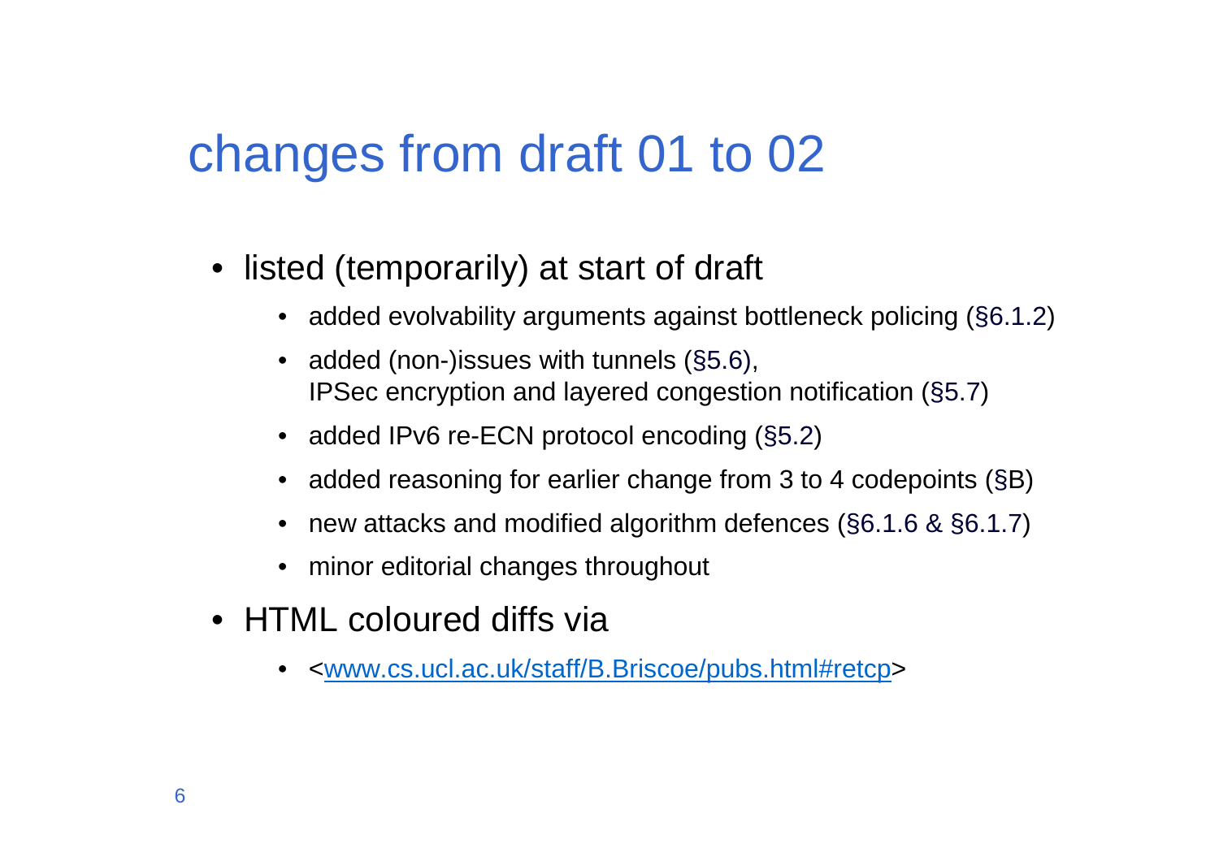# changes from draft 01 to 02

- listed (temporarily) at start of draft
  - added evolvability arguments against bottleneck policing (§6.1.2)
  - added (non-)issues with tunnels (§5.6),
    IPSec encryption and layered congestion notification (§5.7)
  - added IPv6 re-ECN protocol encoding (§5.2)
  - added reasoning for earlier change from 3 to 4 codepoints (§B)
  - new attacks and modified algorithm defences (§6.1.6 & §6.1.7)
  - minor editorial changes throughout
- HTML coloured diffs via
  - <www.cs.ucl.ac.uk/staff/B.Briscoe/pubs.html#retcp>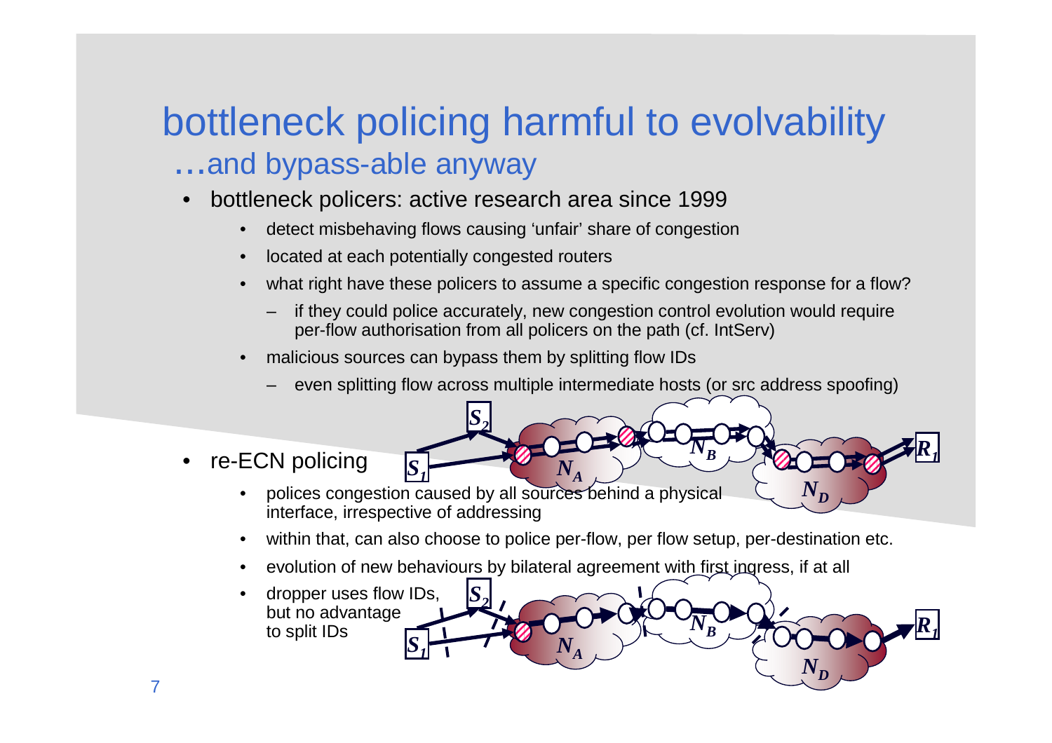# bottleneck policing harmful to evolvability

## …and bypass-able anyway

- bottleneck policers: active research area since 1999
  - detect misbehaving flows causing 'unfair' share of congestion
  - located at each potentially congested routers
  - what right have these policers to assume a specific congestion response for a flow?
    - if they could police accurately, new congestion control evolution would require per-flow authorisation from all policers on the path (cf. IntServ)
  - malicious sources can bypass them by splitting flow IDs
    - even splitting flow across multiple intermediate hosts (or src address spoofing)
- re-ECN policing
  - polices congestion caused by all sources behind a physical interface, irrespective of addressing
  - within that, can also choose to police per-flow, per flow setup, per-destination etc.
  - evolution of new behaviours by bilateral agreement with first ingress, if at all
  - dropper uses flow IDs, but no advantage to split IDs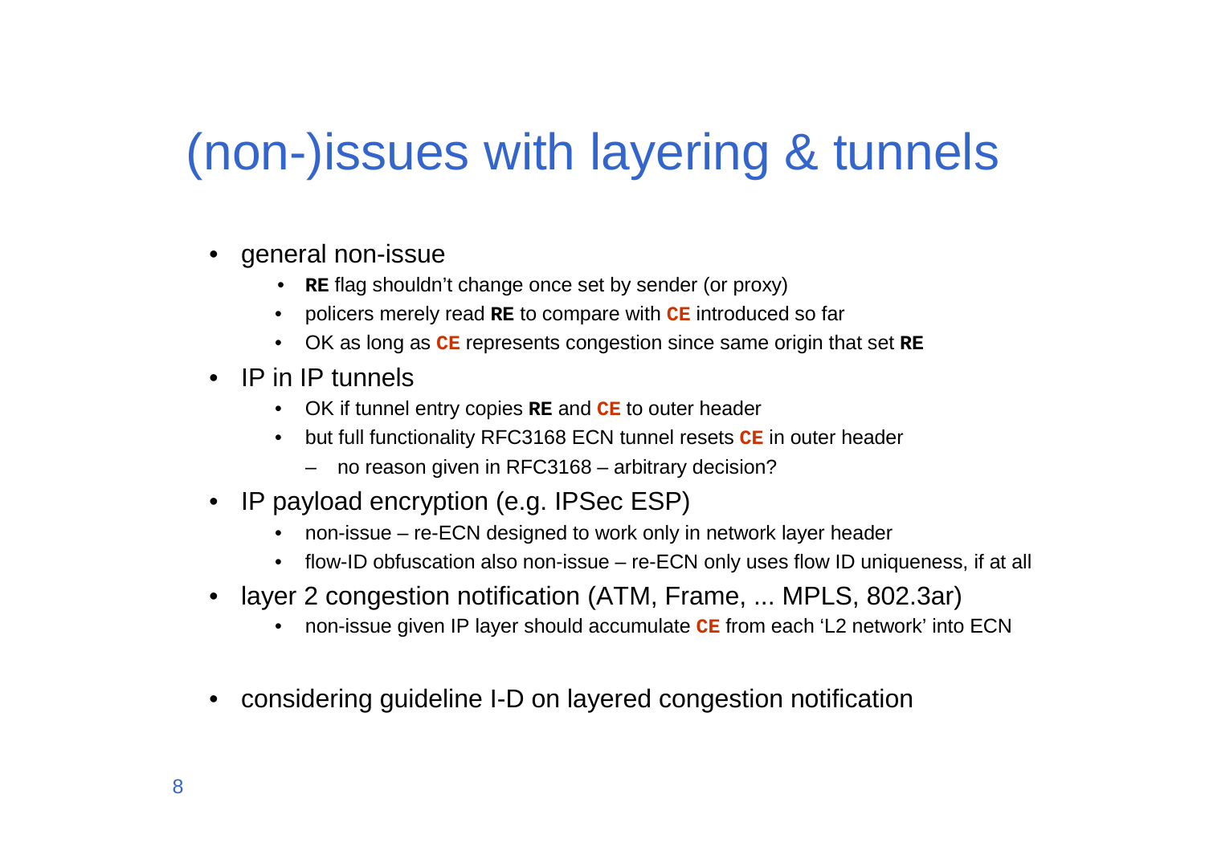# (non-)issues with layering & tunnels

- general non-issue
  - **RE** flag shouldn't change once set by sender (or proxy)
  - policers merely read **RE** to compare with **CE** introduced so far
  - OK as long as **CE** represents congestion since same origin that set **RE**
- IP in IP tunnels
  - OK if tunnel entry copies **RE** and **CE** to outer header
  - but full functionality RFC3168 ECN tunnel resets **CE** in outer header
    - no reason given in RFC3168 – arbitrary decision?
- IP payload encryption (e.g. IPSec ESP)
  - non-issue – re-ECN designed to work only in network layer header
  - flow-ID obfuscation also non-issue – re-ECN only uses flow ID uniqueness, if at all
- layer 2 congestion notification (ATM, Frame, ... MPLS, 802.3ar)
  - non-issue given IP layer should accumulate **CE** from each 'L2 network' into ECN
- considering guideline I-D on layered congestion notification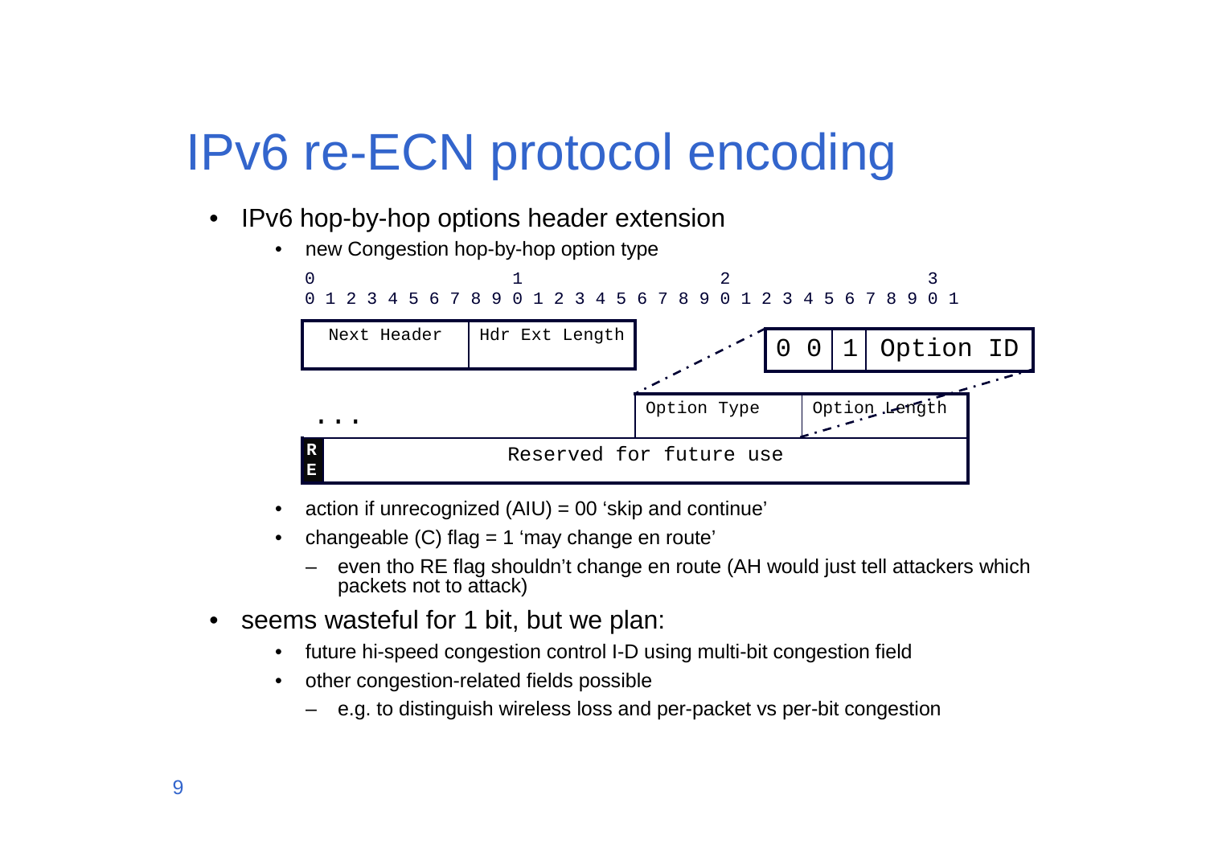# IPv6 re-ECN protocol encoding

- IPv6 hop-by-hop options header extension
  - new Congestion hop-by-hop option type

```
 0                   1                   2                   3
 0 1 2 3 4 5 6 7 8 9 0 1 2 3 4 5 6 7 8 9 0 1 2 3 4 5 6 7 8 9 0 1
+---------------+---------------+
|  Next Header  | Hdr Ext Length|         +-----+-+-----------+
+---------------+---------------+         |0 0 |1| Option ID |
                                          +-----+-+-----------+
                                +---------------+---------------+
  . . .                         |  Option Type  | Option Length |
+-+-----------------------------+---------------+---------------+
|R|                 Reserved for future use                     |
|E|                                                             |
+-+-------------------------------------------------------------+
```

  - action if unrecognized (AIU) = 00 ‘skip and continue’
  - changeable (C) flag = 1 ‘may change en route’
    - even tho RE flag shouldn’t change en route (AH would just tell attackers which packets not to attack)
- seems wasteful for 1 bit, but we plan:
  - future hi-speed congestion control I-D using multi-bit congestion field
  - other congestion-related fields possible
    - e.g. to distinguish wireless loss and per-packet vs per-bit congestion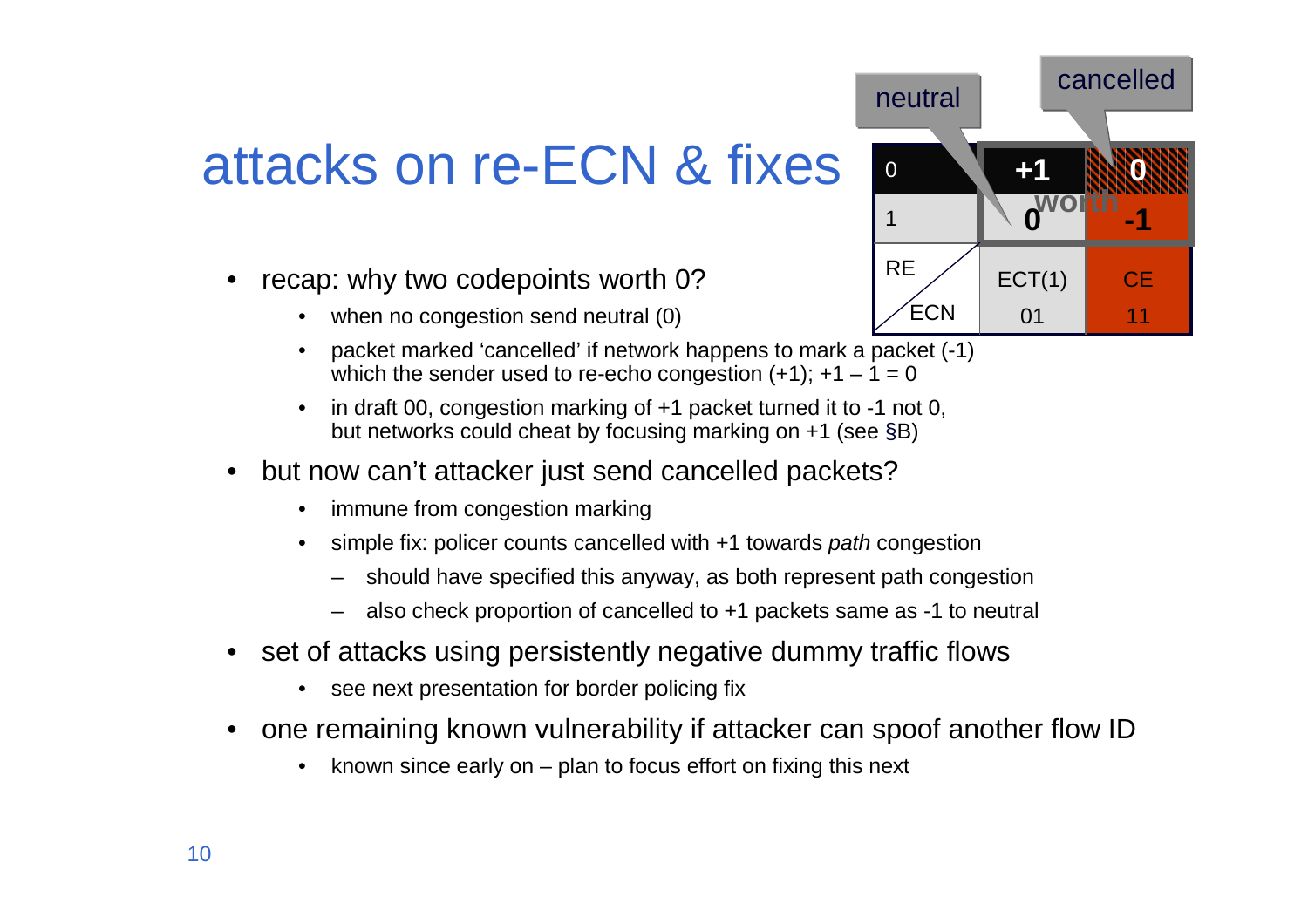# attacks on re-ECN & fixes

| RE \ ECN | ECT(1) 01 | CE 11 |
|---|---|---|
| 0 | +1 | 0 (cancelled) |
| 1 | 0 (neutral) | -1 |

worth

- recap: why two codepoints worth 0?
  - when no congestion send neutral (0)
  - packet marked 'cancelled' if network happens to mark a packet (-1) which the sender used to re-echo congestion (+1); +1 – 1 = 0
  - in draft 00, congestion marking of +1 packet turned it to -1 not 0, but networks could cheat by focusing marking on +1 (see §B)
- but now can't attacker just send cancelled packets?
  - immune from congestion marking
  - simple fix: policer counts cancelled with +1 towards *path* congestion
    - should have specified this anyway, as both represent path congestion
    - also check proportion of cancelled to +1 packets same as -1 to neutral
- set of attacks using persistently negative dummy traffic flows
  - see next presentation for border policing fix
- one remaining known vulnerability if attacker can spoof another flow ID
  - known since early on – plan to focus effort on fixing this next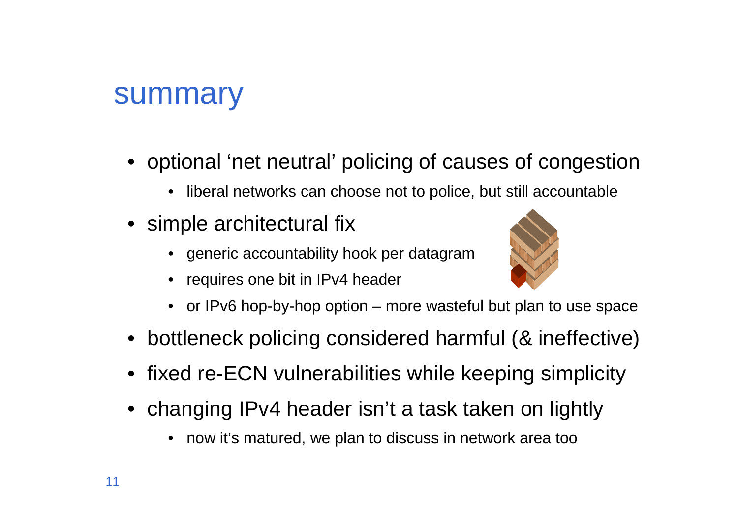# summary

- optional 'net neutral' policing of causes of congestion
  - liberal networks can choose not to police, but still accountable
- simple architectural fix
  - generic accountability hook per datagram
  - requires one bit in IPv4 header
  - or IPv6 hop-by-hop option – more wasteful but plan to use space
- bottleneck policing considered harmful (& ineffective)
- fixed re-ECN vulnerabilities while keeping simplicity
- changing IPv4 header isn't a task taken on lightly
  - now it's matured, we plan to discuss in network area too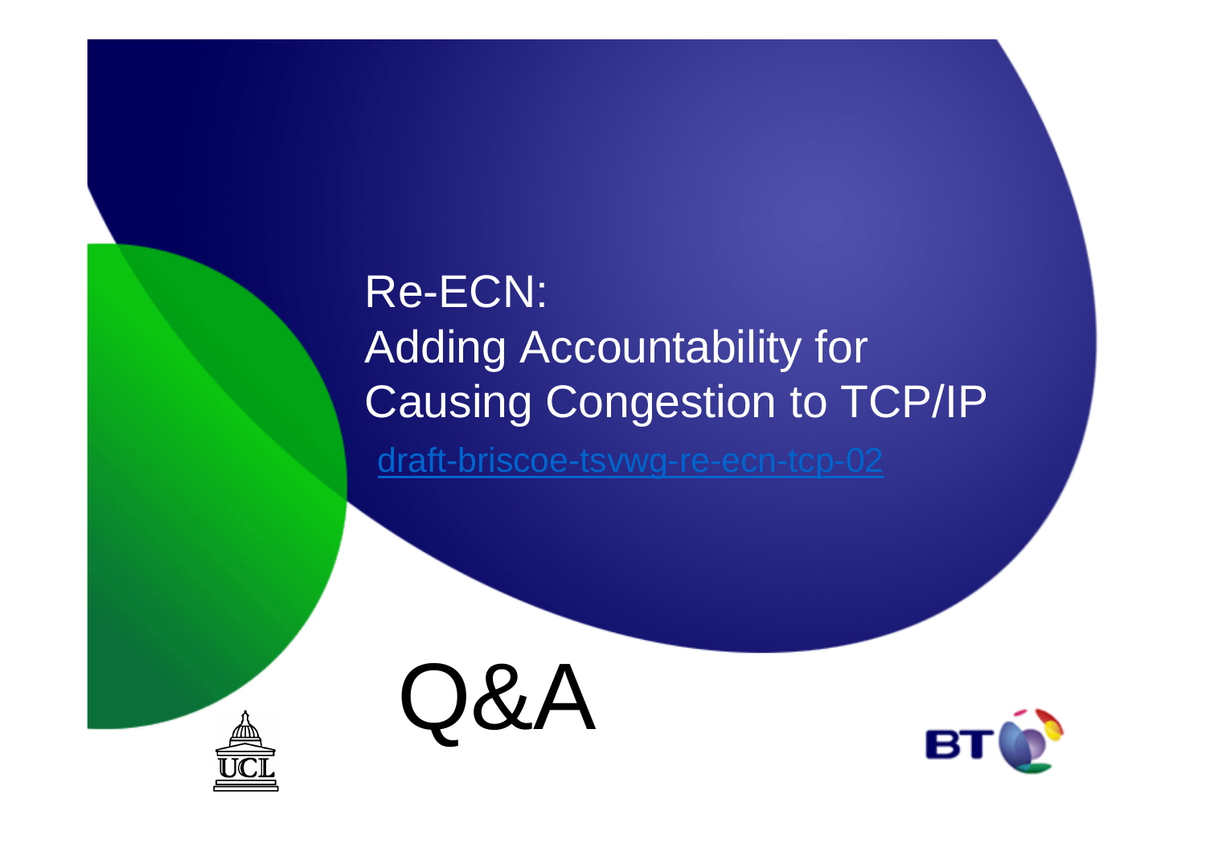# Re-ECN: Adding Accountability for Causing Congestion to TCP/IP

draft-briscoe-tsvwg-re-ecn-tcp-02

# Q&A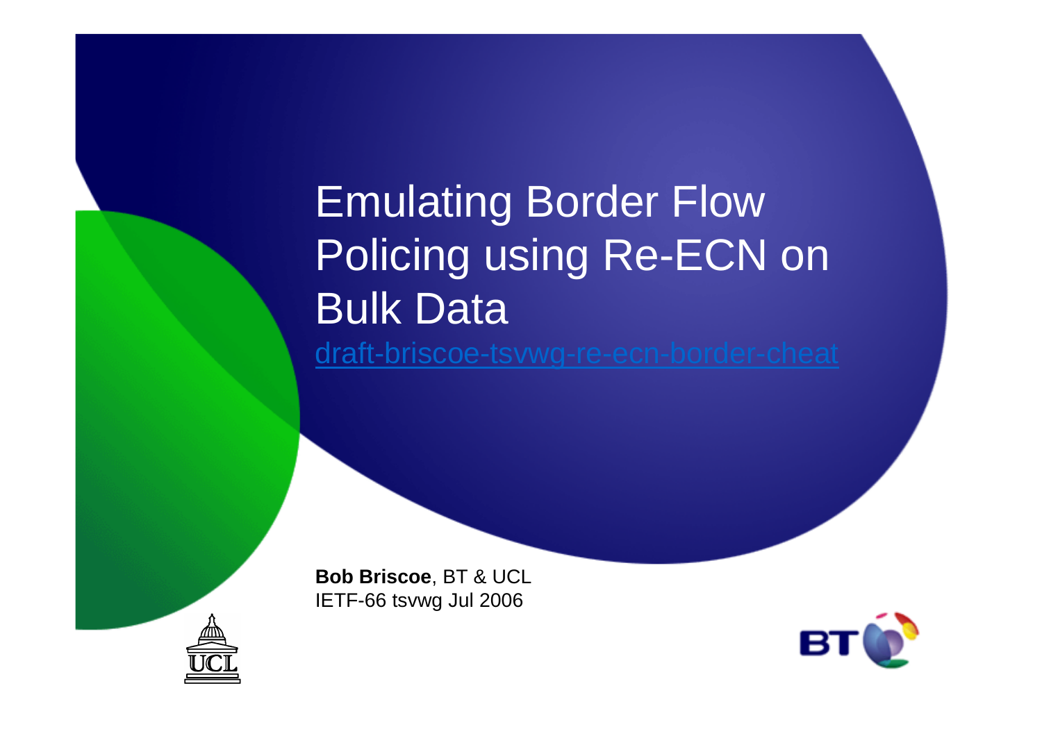# Emulating Border Flow Policing using Re-ECN on Bulk Data

draft-briscoe-tsvwg-re-ecn-border-cheat

**Bob Briscoe**, BT & UCL
IETF-66 tsvwg Jul 2006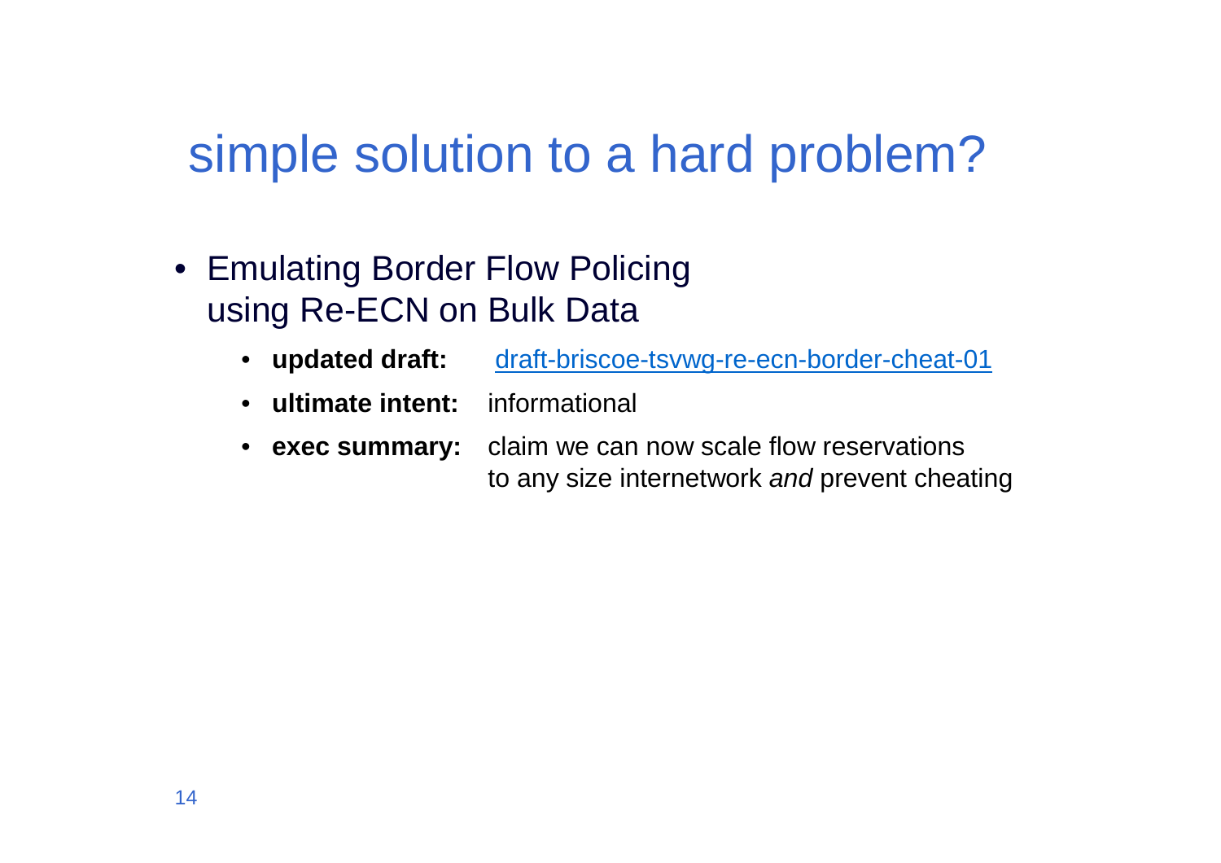# simple solution to a hard problem?

- Emulating Border Flow Policing using Re-ECN on Bulk Data
  - **updated draft:** [draft-briscoe-tsvwg-re-ecn-border-cheat-01](draft-briscoe-tsvwg-re-ecn-border-cheat-01)
  - **ultimate intent:** informational
  - **exec summary:** claim we can now scale flow reservations to any size internetwork *and* prevent cheating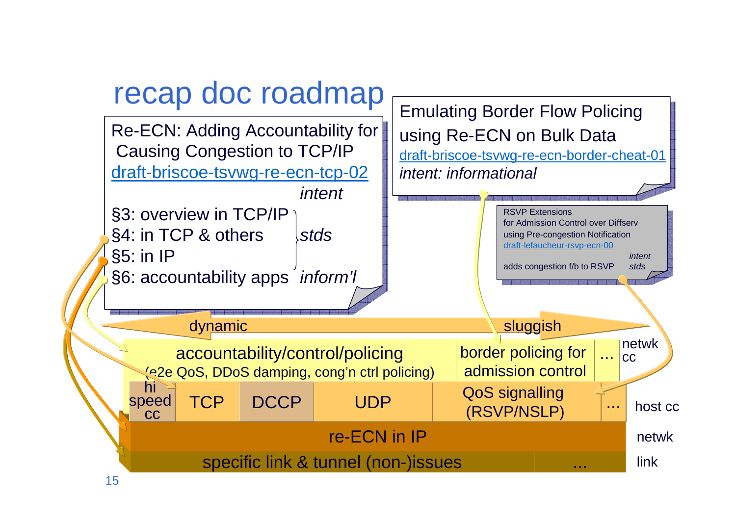# recap doc roadmap

**Re-ECN: Adding Accountability for Causing Congestion to TCP/IP**
draft-briscoe-tsvwg-re-ecn-tcp-02

| | *intent* |
|---|---|
| §3: overview in TCP/IP | *stds* |
| §4: in TCP & others | *stds* |
| §5: in IP | *stds* |
| §6: accountability apps | *inform'l* |

**Emulating Border Flow Policing using Re-ECN on Bulk Data**
draft-briscoe-tsvwg-re-ecn-border-cheat-01
*intent: informational*

**RSVP Extensions for Admission Control over Diffserv using Pre-congestion Notification**
draft-lefaucheur-rsvp-ecn-00
adds congestion f/b to RSVP — *intent: stds*

dynamic ⟷ sluggish

| Layer | | | | | |
|---|---|---|---|---|---|
| netwk cc | accountability/control/policing (e2e QoS, DDoS damping, cong'n ctrl policing) | | | border policing for admission control | ... |
| host cc | hi speed cc | TCP | DCCP | UDP | QoS signalling (RSVP/NSLP) | ... |
| netwk | re-ECN in IP | | | | |
| link | specific link & tunnel (non-)issues | | | | ... |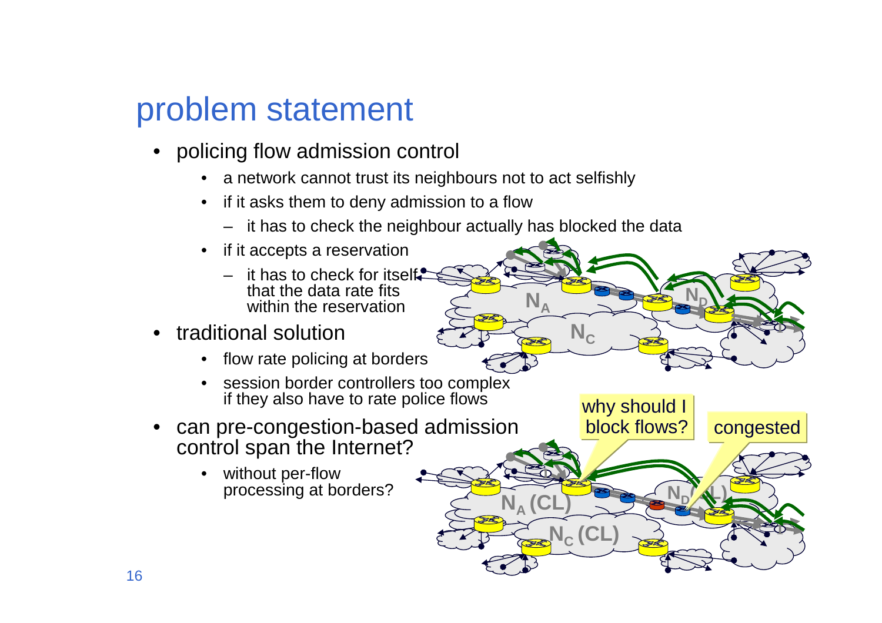# problem statement

- policing flow admission control
  - a network cannot trust its neighbours not to act selfishly
  - if it asks them to deny admission to a flow
    - it has to check the neighbour actually has blocked the data
  - if it accepts a reservation
    - it has to check for itself that the data rate fits within the reservation
- traditional solution
  - flow rate policing at borders
  - session border controllers too complex if they also have to rate police flows
- can pre-congestion-based admission control span the Internet?
  - without per-flow processing at borders?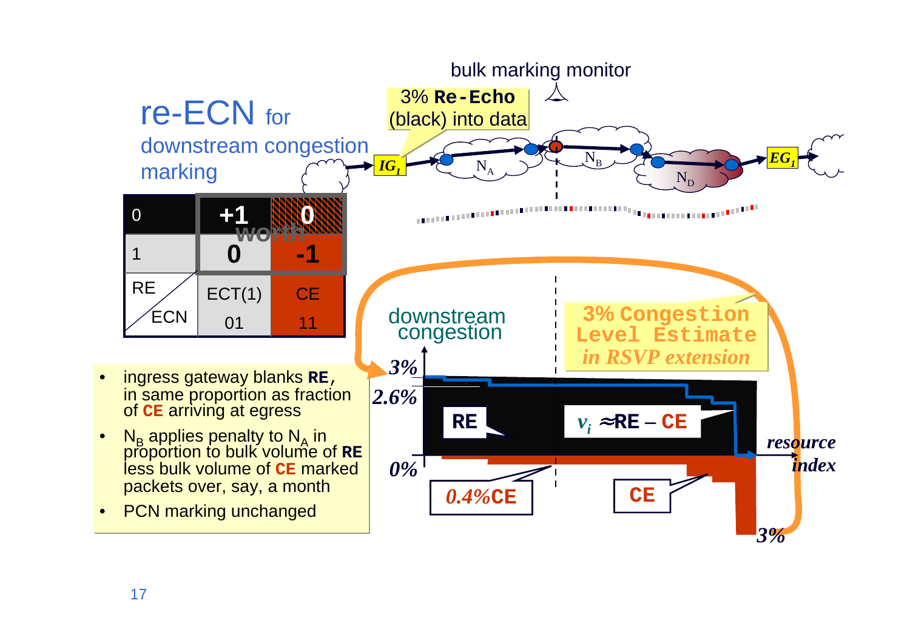# re-ECN for downstream congestion marking

| RE \ ECN | ECT(1) 01 | CE 11 |
| --- | --- | --- |
| 0 | +1 | 0 |
| 1 | 0 | -1 |

worth

- ingress gateway blanks **RE**, in same proportion as fraction of **CE** arriving at egress
- $N_B$ applies penalty to $N_A$ in proportion to bulk volume of **RE** less bulk volume of **CE** marked packets over, say, a month
- PCN marking unchanged

bulk marking monitor

3% **Re-Echo** (black) into data

$IG_1$ $N_A$ $N_B$ $N_D$ $EG_1$

downstream congestion

**3% Congestion Level Estimate** *in RSVP extension*

3%

2.6%

0%

**RE**

$v_i \approx$ **RE** – **CE**

*resource index*

*0.4%* **CE**

**CE**

*3%*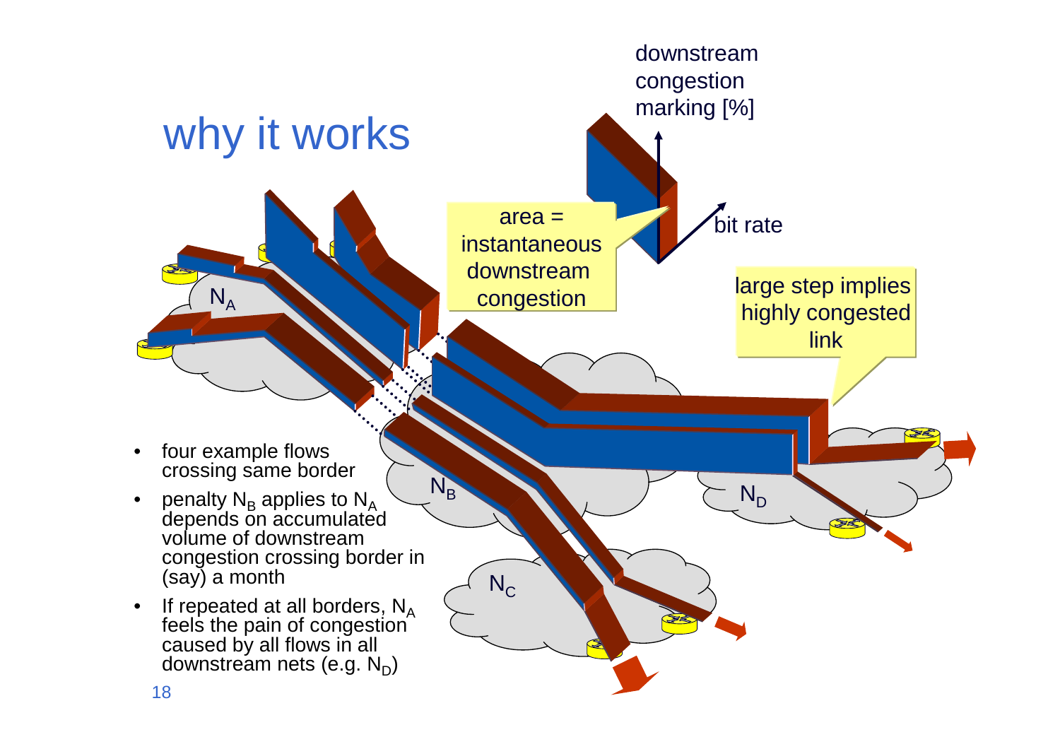# why it works

- four example flows crossing same border
- penalty $N_B$ applies to $N_A$ depends on accumulated volume of downstream congestion crossing border in (say) a month
- If repeated at all borders, $N_A$ feels the pain of congestion caused by all flows in all downstream nets (e.g. $N_D$)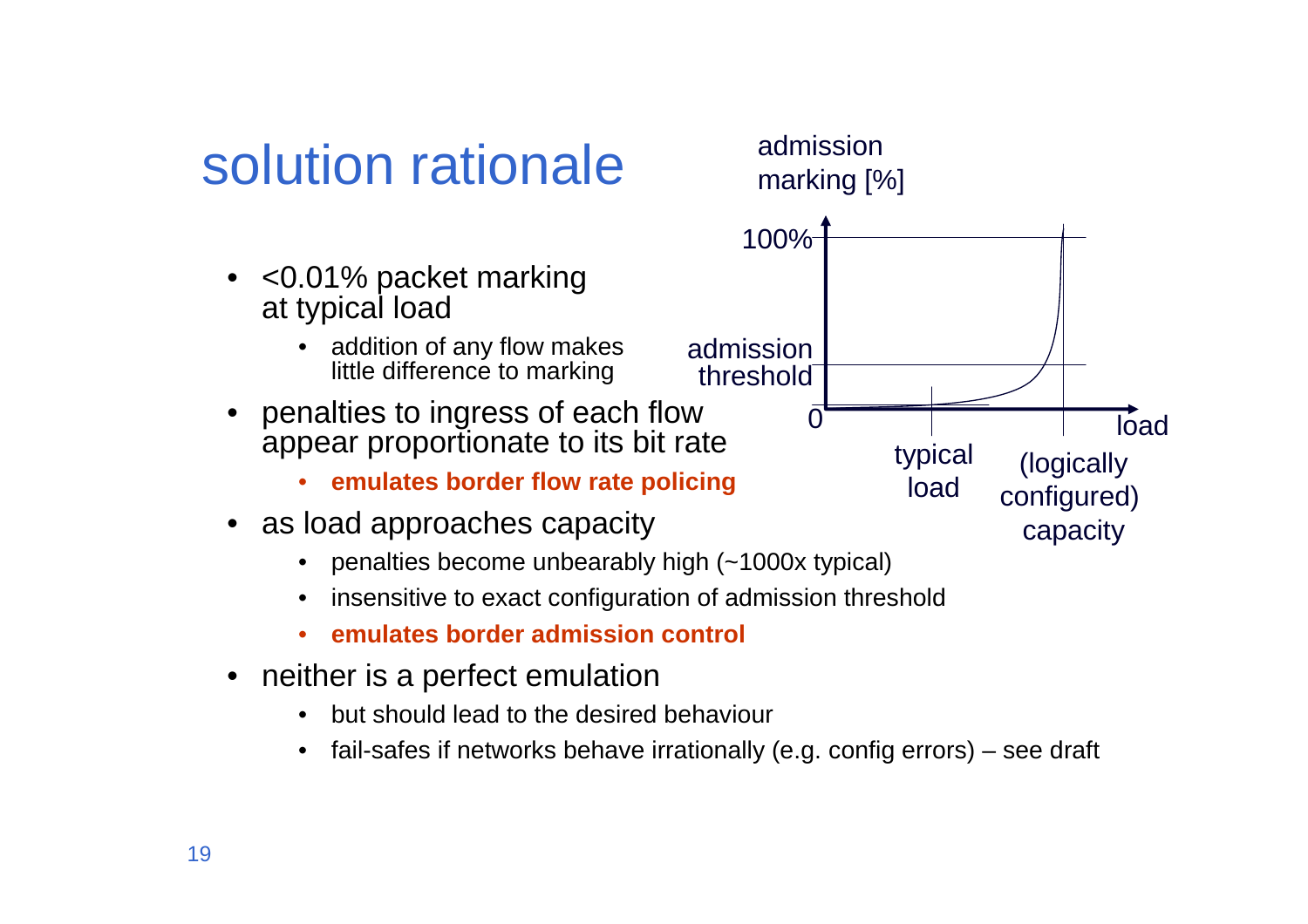# solution rationale

- <0.01% packet marking at typical load
  - addition of any flow makes little difference to marking
- penalties to ingress of each flow appear proportionate to its bit rate
  - **emulates border flow rate policing**
- as load approaches capacity
  - penalties become unbearably high (~1000x typical)
  - insensitive to exact configuration of admission threshold
  - **emulates border admission control**
- neither is a perfect emulation
  - but should lead to the desired behaviour
  - fail-safes if networks behave irrationally (e.g. config errors) – see draft

admission marking [%]

100%

admission threshold

0

load

typical load

(logically configured) capacity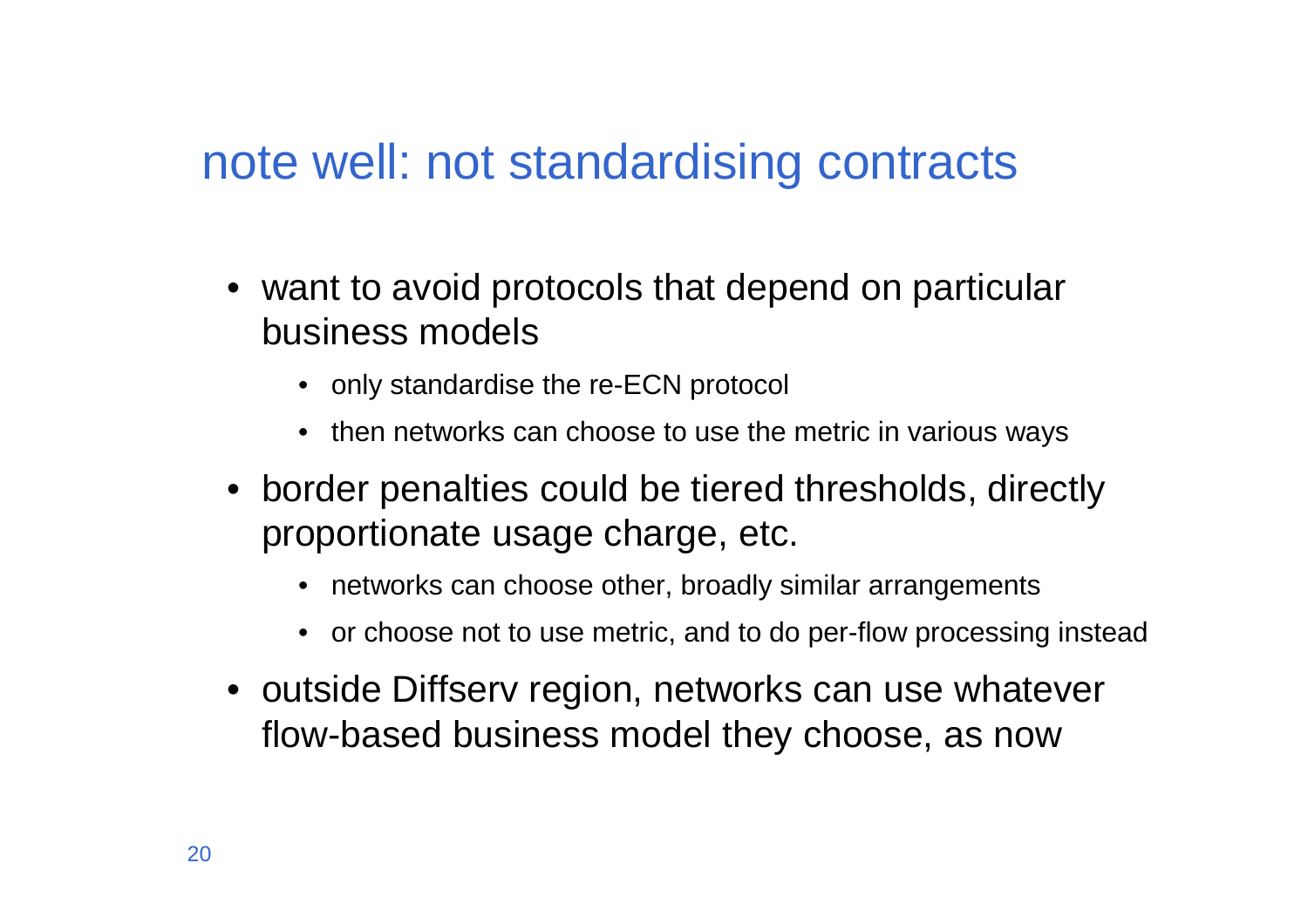# note well: not standardising contracts

- want to avoid protocols that depend on particular business models
  - only standardise the re-ECN protocol
  - then networks can choose to use the metric in various ways
- border penalties could be tiered thresholds, directly proportionate usage charge, etc.
  - networks can choose other, broadly similar arrangements
  - or choose not to use metric, and to do per-flow processing instead
- outside Diffserv region, networks can use whatever flow-based business model they choose, as now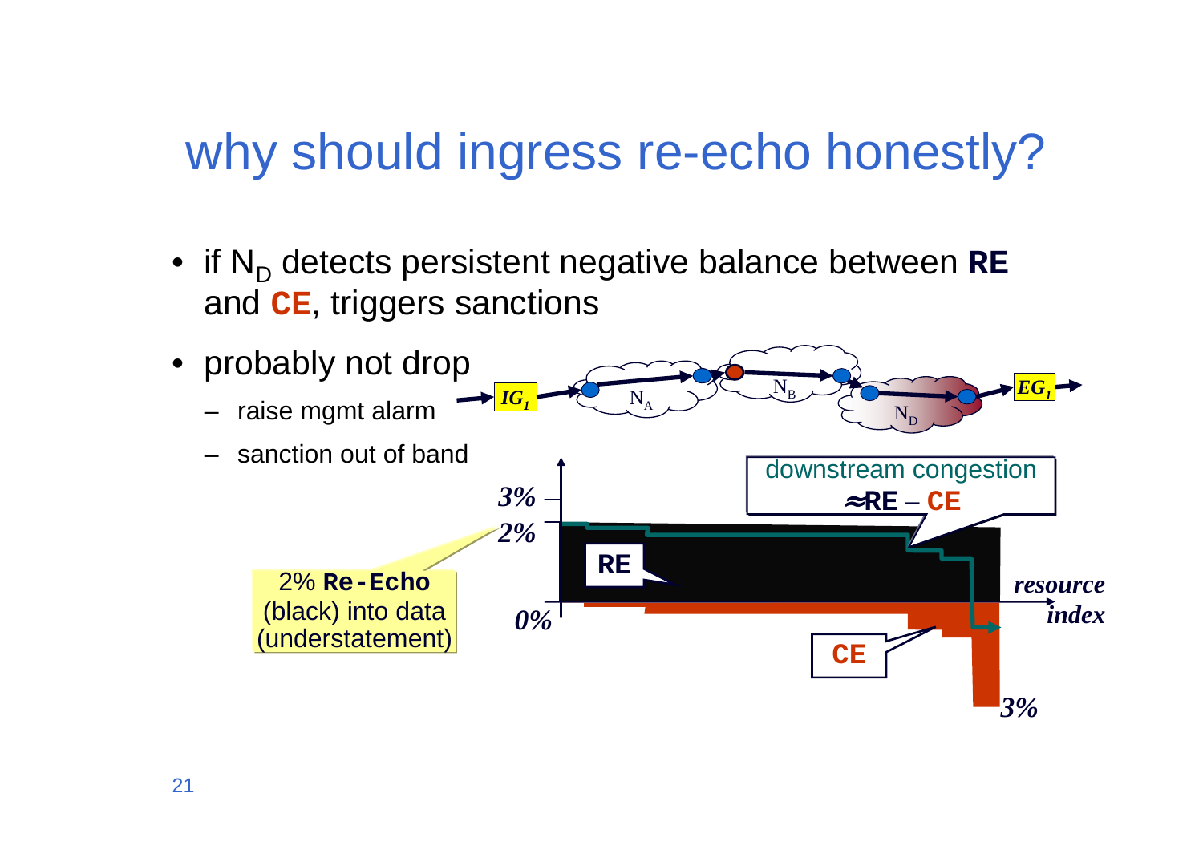# why should ingress re-echo honestly?

- if $N_D$ detects persistent negative balance between **RE** and **CE**, triggers sanctions
- probably not drop
  - raise mgmt alarm
  - sanction out of band

$IG_1$ → $N_A$ → $N_B$ → $N_D$ → $EG_1$

downstream congestion
≈**RE** – **CE**

3%

2%

0%

**RE**

**CE**

*resource index*

3%

2% **Re-Echo** (black) into data (understatement)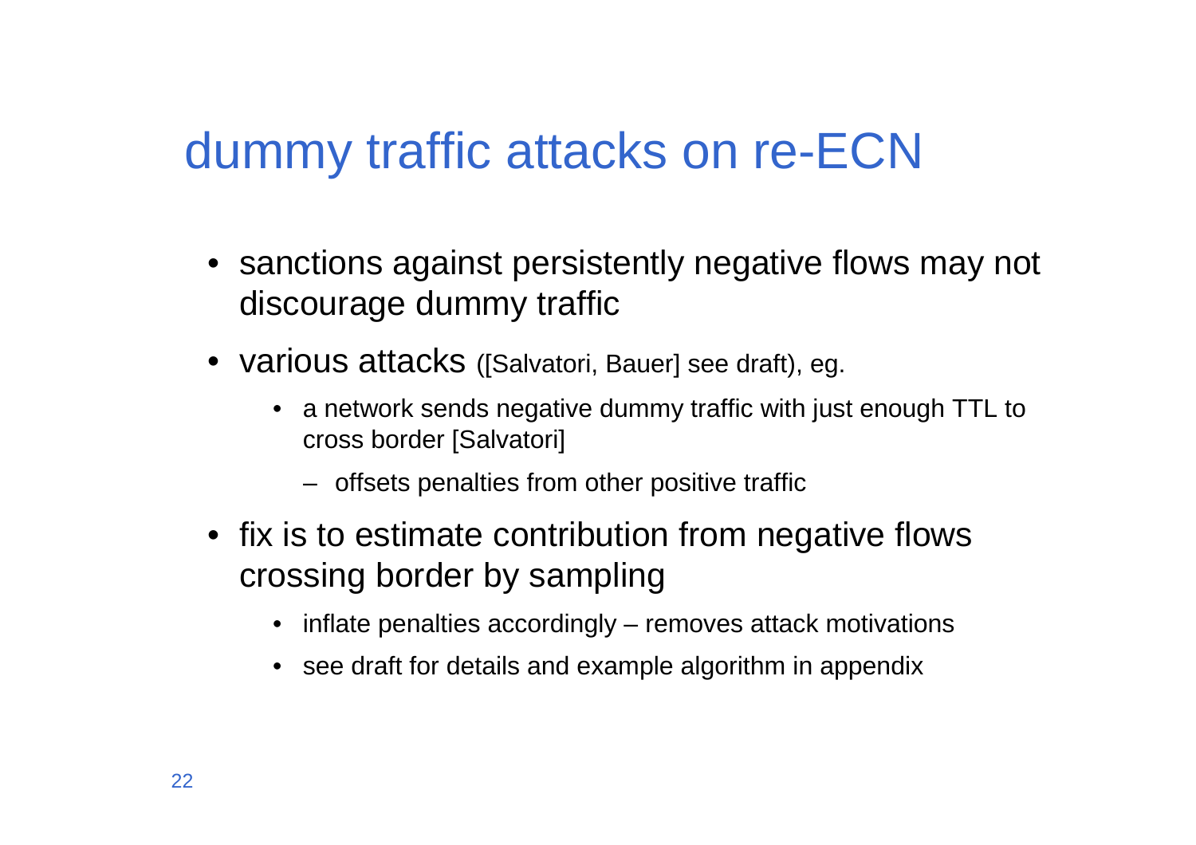# dummy traffic attacks on re-ECN

- sanctions against persistently negative flows may not discourage dummy traffic
- various attacks ([Salvatori, Bauer] see draft), eg.
  - a network sends negative dummy traffic with just enough TTL to cross border [Salvatori]
    - offsets penalties from other positive traffic
- fix is to estimate contribution from negative flows crossing border by sampling
  - inflate penalties accordingly – removes attack motivations
  - see draft for details and example algorithm in appendix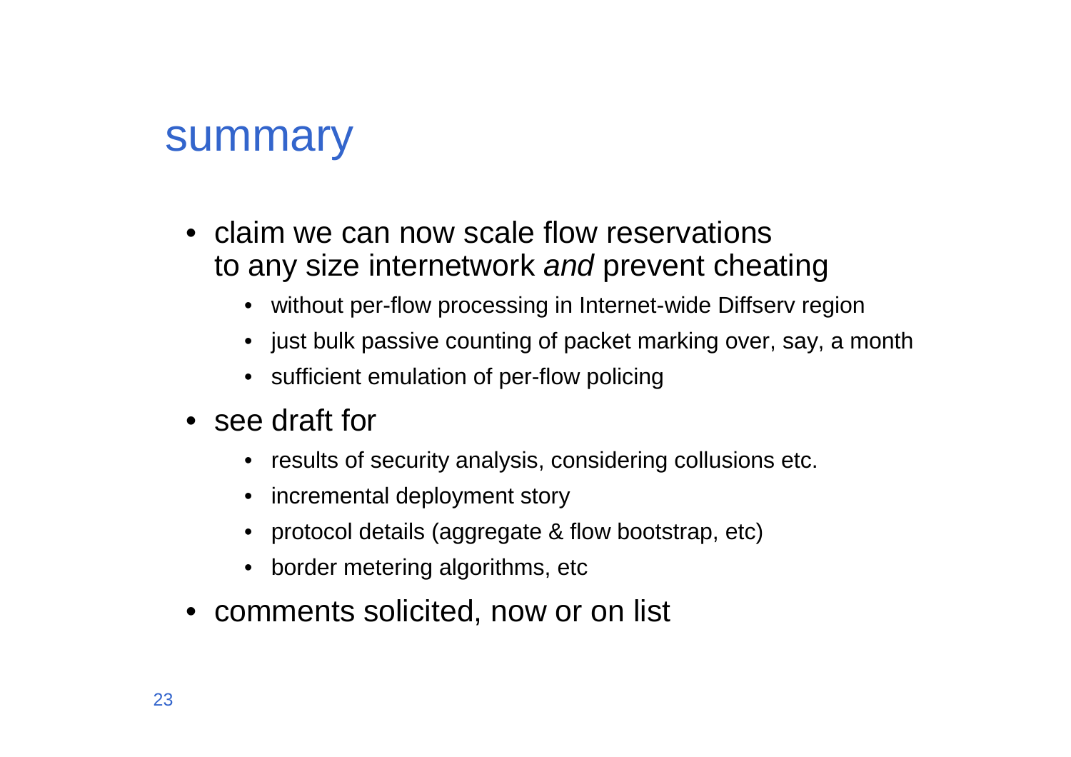# summary

- claim we can now scale flow reservations to any size internetwork *and* prevent cheating
  - without per-flow processing in Internet-wide Diffserv region
  - just bulk passive counting of packet marking over, say, a month
  - sufficient emulation of per-flow policing
- see draft for
  - results of security analysis, considering collusions etc.
  - incremental deployment story
  - protocol details (aggregate & flow bootstrap, etc)
  - border metering algorithms, etc
- comments solicited, now or on list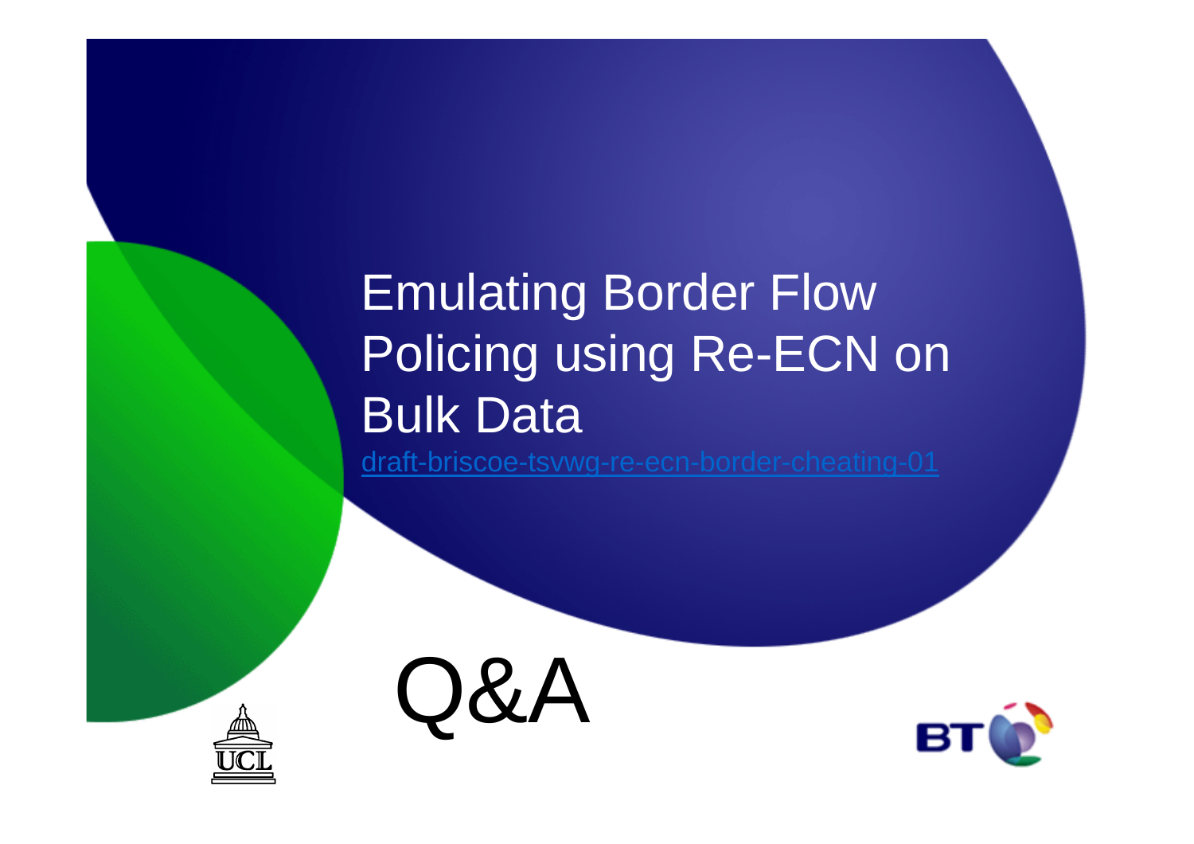# Emulating Border Flow Policing using Re-ECN on Bulk Data

draft-briscoe-tsvwg-re-ecn-border-cheating-01

Q&A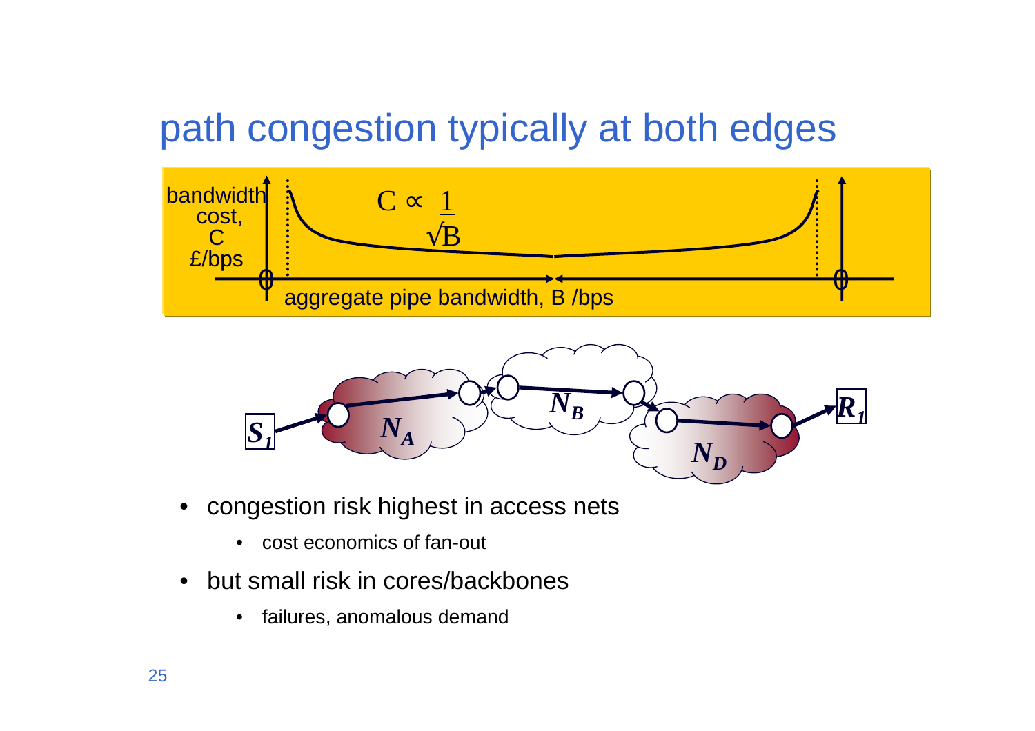# path congestion typically at both edges

bandwidth cost, C £/bps

$C \propto \frac{1}{\sqrt{B}}$

aggregate pipe bandwidth, B /bps

$S_1$ $N_A$ $N_B$ $N_D$ $R_1$

- congestion risk highest in access nets
  - cost economics of fan-out
- but small risk in cores/backbones
  - failures, anomalous demand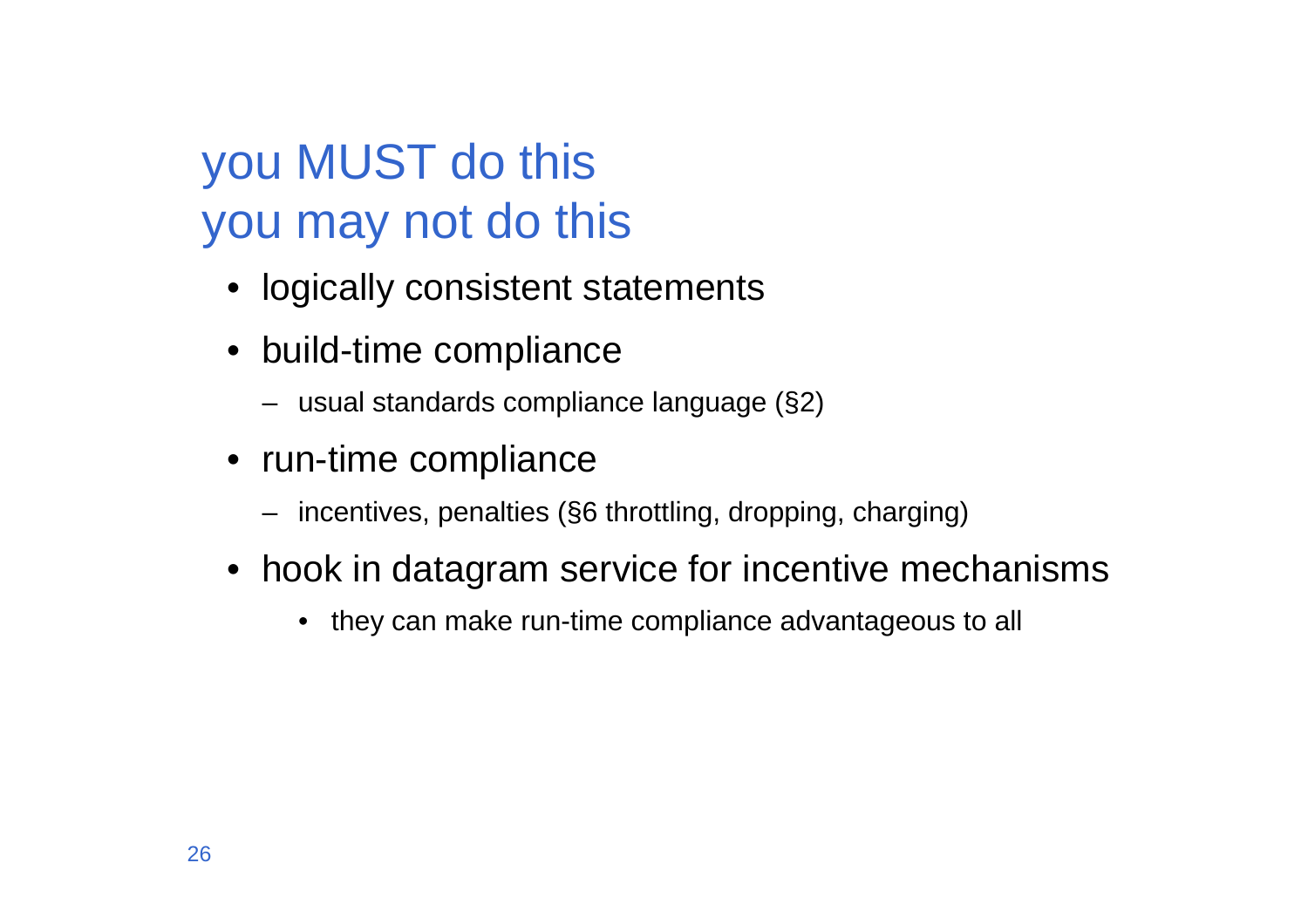# you MUST do this
# you may not do this

- logically consistent statements
- build-time compliance
  - usual standards compliance language (§2)
- run-time compliance
  - incentives, penalties (§6 throttling, dropping, charging)
- hook in datagram service for incentive mechanisms
  - they can make run-time compliance advantageous to all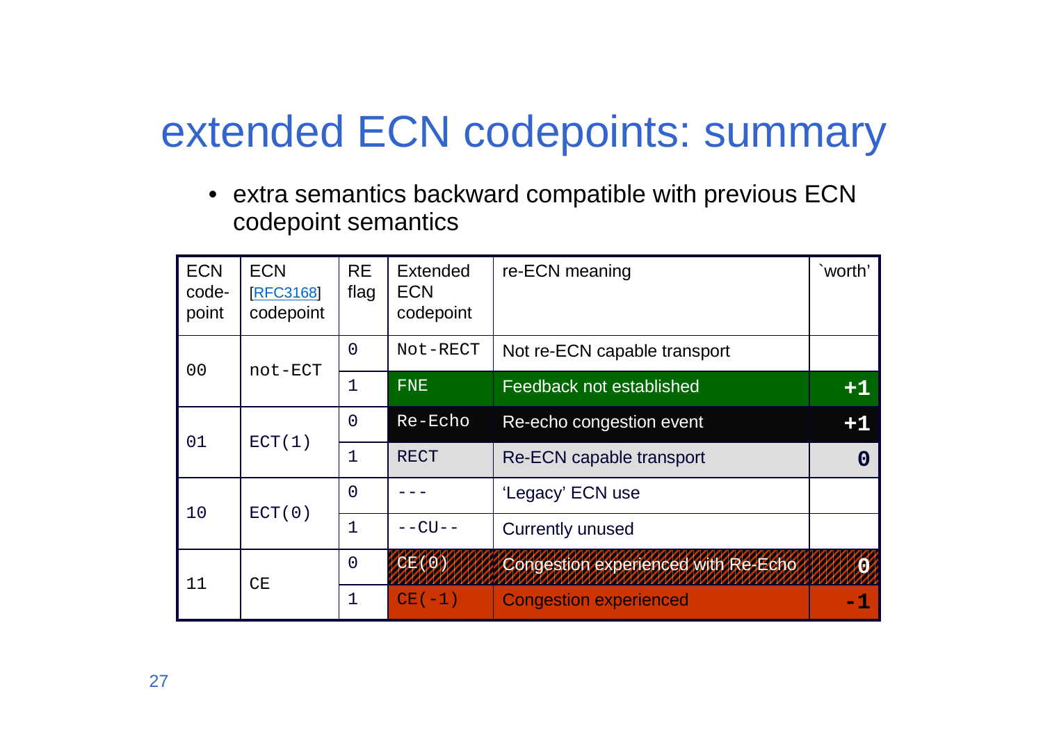# extended ECN codepoints: summary

- extra semantics backward compatible with previous ECN codepoint semantics

| ECN code-point | ECN [RFC3168] codepoint | RE flag | Extended ECN codepoint | re-ECN meaning | `worth' |
|---|---|---|---|---|---|
| 00 | not-ECT | 0 | Not-RECT | Not re-ECN capable transport | |
| | | 1 | FNE | Feedback not established | **+1** |
| 01 | ECT(1) | 0 | Re-Echo | Re-echo congestion event | **+1** |
| | | 1 | RECT | Re-ECN capable transport | **0** |
| 10 | ECT(0) | 0 | --- | 'Legacy' ECN use | |
| | | 1 | --CU-- | Currently unused | |
| 11 | CE | 0 | CE(0) | Congestion experienced with Re-Echo | **0** |
| | | 1 | CE(-1) | Congestion experienced | **-1** |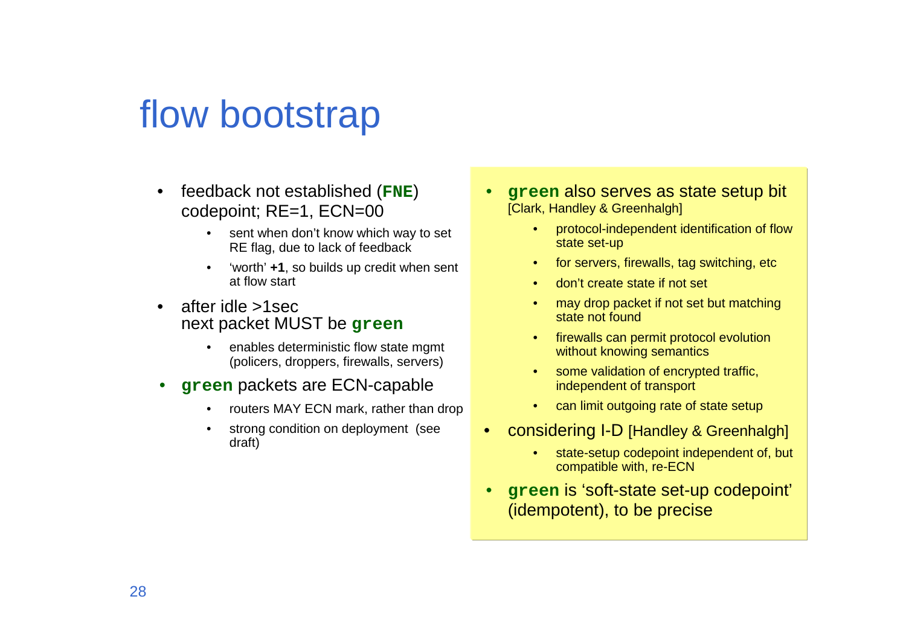# flow bootstrap

- feedback not established (**`FNE`**) codepoint; RE=1, ECN=00
  - sent when don't know which way to set RE flag, due to lack of feedback
  - 'worth' **+1**, so builds up credit when sent at flow start
- after idle >1sec next packet MUST be **`green`**
  - enables deterministic flow state mgmt (policers, droppers, firewalls, servers)
- **`green`** packets are ECN-capable
  - routers MAY ECN mark, rather than drop
  - strong condition on deployment (see draft)

- **`green`** also serves as state setup bit [Clark, Handley & Greenhalgh]
  - protocol-independent identification of flow state set-up
  - for servers, firewalls, tag switching, etc
  - don't create state if not set
  - may drop packet if not set but matching state not found
  - firewalls can permit protocol evolution without knowing semantics
  - some validation of encrypted traffic, independent of transport
  - can limit outgoing rate of state setup
- considering I-D [Handley & Greenhalgh]
  - state-setup codepoint independent of, but compatible with, re-ECN
- **`green`** is 'soft-state set-up codepoint' (idempotent), to be precise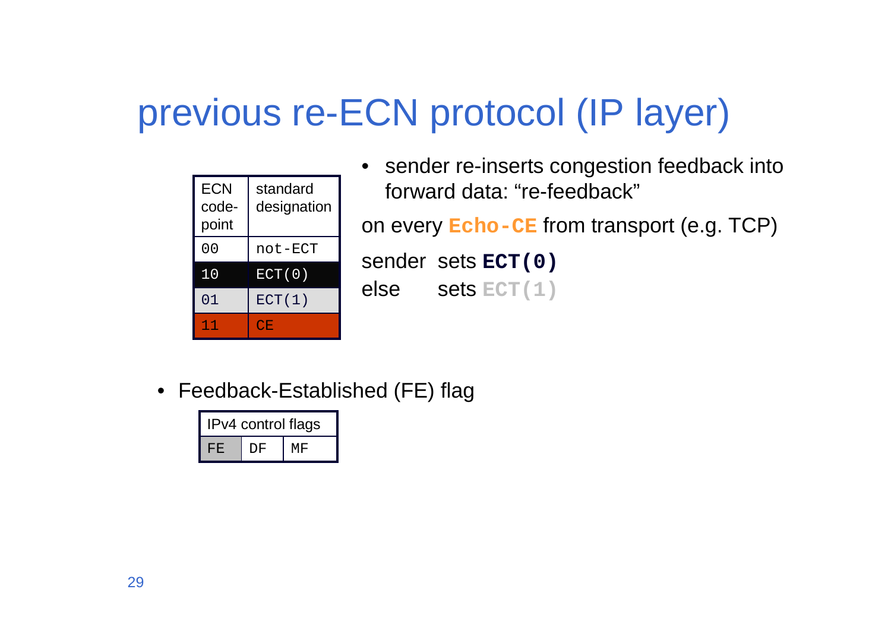# previous re-ECN protocol (IP layer)

| ECN code-point | standard designation |
|---|---|
| 00 | not-ECT |
| 10 | ECT(0) |
| 01 | ECT(1) |
| 11 | CE |

- sender re-inserts congestion feedback into forward data: “re-feedback”

on every **Echo-CE** from transport (e.g. TCP)

sender sets **ECT(0)**
else sets **ECT(1)**

- Feedback-Established (FE) flag

| IPv4 control flags | | |
|---|---|---|
| FE | DF | MF |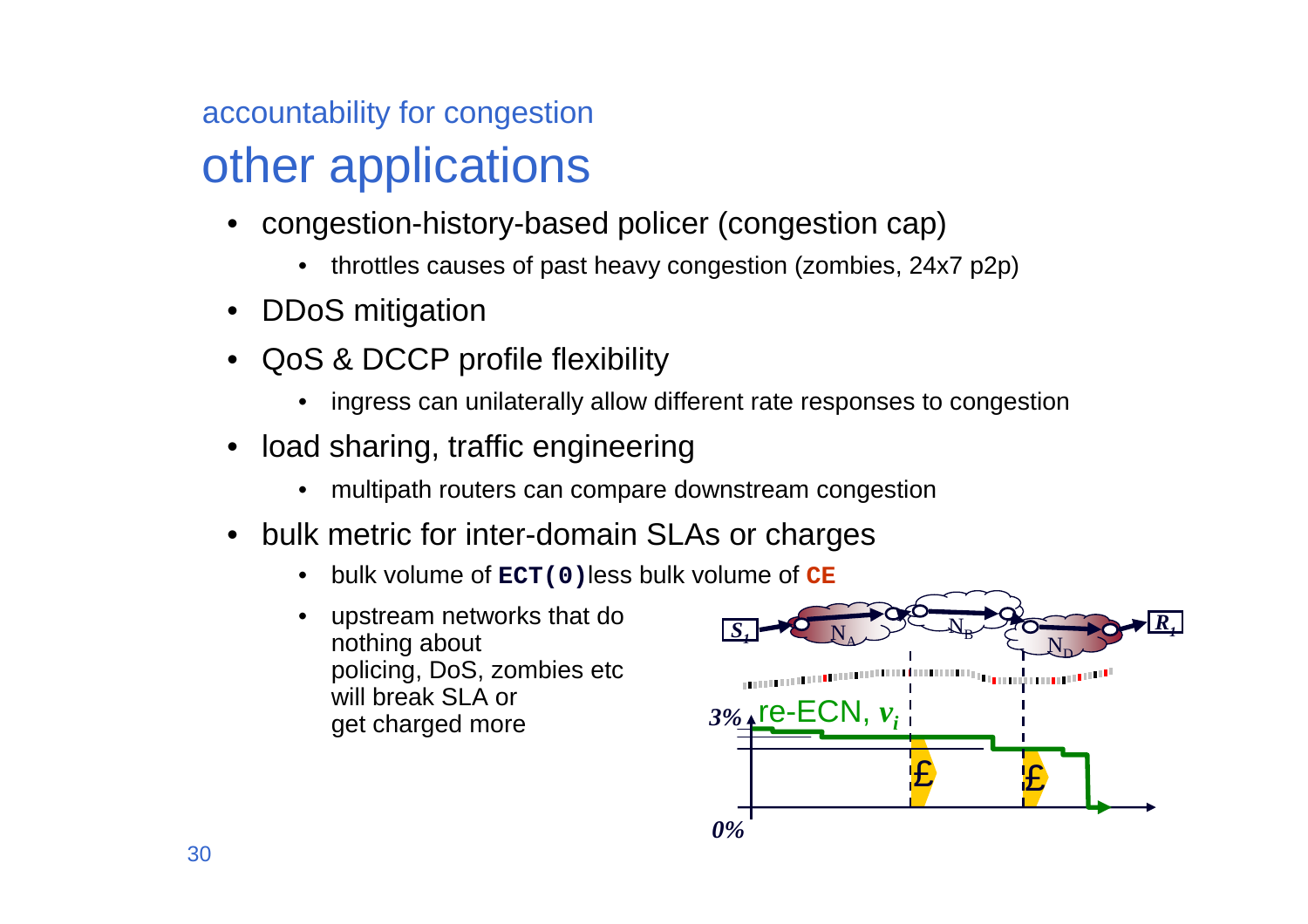accountability for congestion

# other applications

- congestion-history-based policer (congestion cap)
  - throttles causes of past heavy congestion (zombies, 24x7 p2p)
- DDoS mitigation
- QoS & DCCP profile flexibility
  - ingress can unilaterally allow different rate responses to congestion
- load sharing, traffic engineering
  - multipath routers can compare downstream congestion
- bulk metric for inter-domain SLAs or charges
  - bulk volume of **`ECT(0)`** less bulk volume of **`CE`**
  - upstream networks that do nothing about policing, DoS, zombies etc will break SLA or get charged more

$S_1$ $N_A$ $N_B$ $N_D$ $R_1$

3% re-ECN, $v_i$

£ £

0%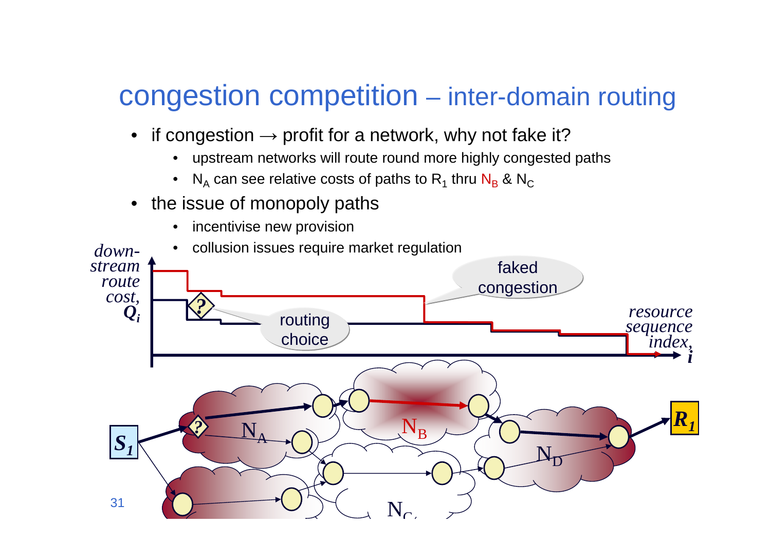# congestion competition – inter-domain routing

- if congestion → profit for a network, why not fake it?
  - upstream networks will route round more highly congested paths
  - $N_A$ can see relative costs of paths to $R_1$ thru $N_B$ & $N_C$
- the issue of monopoly paths
  - incentivise new provision
  - collusion issues require market regulation

down-stream route cost, $Q_i$

faked congestion

routing choice

resource sequence index, $i$

$S_1$

$N_A$

$N_B$

$N_C$

$N_D$

$R_1$